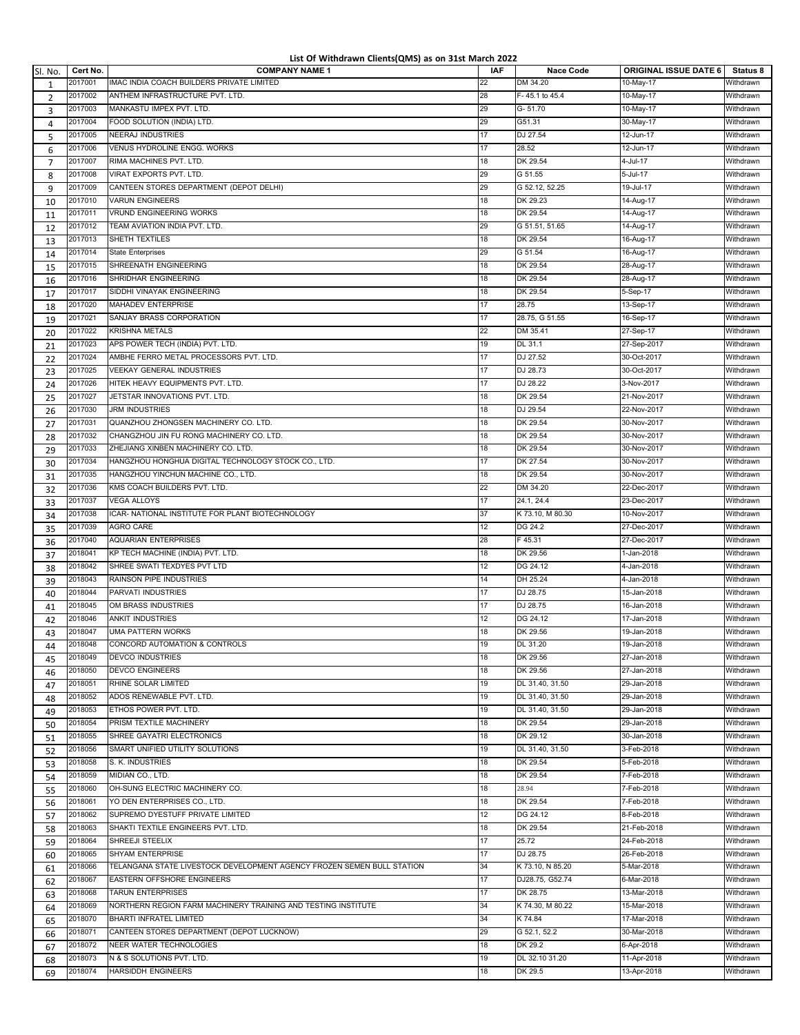# List Of Withdrawn Clients(QMS) as on 31st March 2022

| Sl. No. | Cert No. | COMPANY NAME 1 | IAF | Nace Code | ORIGINAL ISSUE DATE 6 | Status 8 |
|---|---|---|---|---|---|---|
| 1 | 2017001 | IMAC INDIA COACH BUILDERS PRIVATE LIMITED | 22 | DM 34.20 | 10-May-17 | Withdrawn |
| 2 | 2017002 | ANTHEM INFRASTRUCTURE PVT. LTD. | 28 | F- 45.1 to 45.4 | 10-May-17 | Withdrawn |
| 3 | 2017003 | MANKASTU IMPEX PVT. LTD. | 29 | G- 51.70 | 10-May-17 | Withdrawn |
| 4 | 2017004 | FOOD SOLUTION (INDIA) LTD. | 29 | G51.31 | 30-May-17 | Withdrawn |
| 5 | 2017005 | NEERAJ INDUSTRIES | 17 | DJ 27.54 | 12-Jun-17 | Withdrawn |
| 6 | 2017006 | VENUS HYDROLINE ENGG. WORKS | 17 | 28.52 | 12-Jun-17 | Withdrawn |
| 7 | 2017007 | RIMA MACHINES PVT. LTD. | 18 | DK 29.54 | 4-Jul-17 | Withdrawn |
| 8 | 2017008 | VIRAT EXPORTS PVT. LTD. | 29 | G 51.55 | 5-Jul-17 | Withdrawn |
| 9 | 2017009 | CANTEEN STORES DEPARTMENT (DEPOT DELHI) | 29 | G 52.12, 52.25 | 19-Jul-17 | Withdrawn |
| 10 | 2017010 | VARUN ENGINEERS | 18 | DK 29.23 | 14-Aug-17 | Withdrawn |
| 11 | 2017011 | VRUND ENGINEERING WORKS | 18 | DK 29.54 | 14-Aug-17 | Withdrawn |
| 12 | 2017012 | TEAM AVIATION INDIA PVT. LTD. | 29 | G 51.51, 51.65 | 14-Aug-17 | Withdrawn |
| 13 | 2017013 | SHETH TEXTILES | 18 | DK 29.54 | 16-Aug-17 | Withdrawn |
| 14 | 2017014 | State Enterprises | 29 | G 51.54 | 16-Aug-17 | Withdrawn |
| 15 | 2017015 | SHREENATH ENGINEERING | 18 | DK 29.54 | 28-Aug-17 | Withdrawn |
| 16 | 2017016 | SHRIDHAR ENGINEERING | 18 | DK 29.54 | 28-Aug-17 | Withdrawn |
| 17 | 2017017 | SIDDHI VINAYAK ENGINEERING | 18 | DK 29.54 | 5-Sep-17 | Withdrawn |
| 18 | 2017020 | MAHADEV ENTERPRISE | 17 | 28.75 | 13-Sep-17 | Withdrawn |
| 19 | 2017021 | SANJAY BRASS CORPORATION | 17 | 28.75, G 51.55 | 16-Sep-17 | Withdrawn |
| 20 | 2017022 | KRISHNA METALS | 22 | DM 35.41 | 27-Sep-17 | Withdrawn |
| 21 | 2017023 | APS POWER TECH (INDIA) PVT. LTD. | 19 | DL 31.1 | 27-Sep-2017 | Withdrawn |
| 22 | 2017024 | AMBHE FERRO METAL PROCESSORS PVT. LTD. | 17 | DJ 27.52 | 30-Oct-2017 | Withdrawn |
| 23 | 2017025 | VEEKAY GENERAL INDUSTRIES | 17 | DJ 28.73 | 30-Oct-2017 | Withdrawn |
| 24 | 2017026 | HITEK HEAVY EQUIPMENTS PVT. LTD. | 17 | DJ 28.22 | 3-Nov-2017 | Withdrawn |
| 25 | 2017027 | JETSTAR INNOVATIONS PVT. LTD. | 18 | DK 29.54 | 21-Nov-2017 | Withdrawn |
| 26 | 2017030 | JRM INDUSTRIES | 18 | DJ 29.54 | 22-Nov-2017 | Withdrawn |
| 27 | 2017031 | QUANZHOU ZHONGSEN MACHINERY CO. LTD. | 18 | DK 29.54 | 30-Nov-2017 | Withdrawn |
| 28 | 2017032 | CHANGZHOU JIN FU RONG MACHINERY CO. LTD. | 18 | DK 29.54 | 30-Nov-2017 | Withdrawn |
| 29 | 2017033 | ZHEJIANG XINBEN MACHINERY CO. LTD. | 18 | DK 29.54 | 30-Nov-2017 | Withdrawn |
| 30 | 2017034 | HANGZHOU HONGHUA DIGITAL TECHNOLOGY STOCK CO., LTD. | 17 | DK 27.54 | 30-Nov-2017 | Withdrawn |
| 31 | 2017035 | HANGZHOU YINCHUN MACHINE CO., LTD. | 18 | DK 29.54 | 30-Nov-2017 | Withdrawn |
| 32 | 2017036 | KMS COACH BUILDERS PVT. LTD. | 22 | DM 34.20 | 22-Dec-2017 | Withdrawn |
| 33 | 2017037 | VEGA ALLOYS | 17 | 24.1, 24.4 | 23-Dec-2017 | Withdrawn |
| 34 | 2017038 | ICAR- NATIONAL INSTITUTE FOR PLANT BIOTECHNOLOGY | 37 | K 73.10, M 80.30 | 10-Nov-2017 | Withdrawn |
| 35 | 2017039 | AGRO CARE | 12 | DG 24.2 | 27-Dec-2017 | Withdrawn |
| 36 | 2017040 | AQUARIAN ENTERPRISES | 28 | F 45.31 | 27-Dec-2017 | Withdrawn |
| 37 | 2018041 | KP TECH MACHINE (INDIA) PVT. LTD. | 18 | DK 29.56 | 1-Jan-2018 | Withdrawn |
| 38 | 2018042 | SHREE SWATI TEXDYES PVT LTD | 12 | DG 24.12 | 4-Jan-2018 | Withdrawn |
| 39 | 2018043 | RAINSON PIPE INDUSTRIES | 14 | DH 25.24 | 4-Jan-2018 | Withdrawn |
| 40 | 2018044 | PARVATI INDUSTRIES | 17 | DJ 28.75 | 15-Jan-2018 | Withdrawn |
| 41 | 2018045 | OM BRASS INDUSTRIES | 17 | DJ 28.75 | 16-Jan-2018 | Withdrawn |
| 42 | 2018046 | ANKIT INDUSTRIES | 12 | DG 24.12 | 17-Jan-2018 | Withdrawn |
| 43 | 2018047 | UMA PATTERN WORKS | 18 | DK 29.56 | 19-Jan-2018 | Withdrawn |
| 44 | 2018048 | CONCORD AUTOMATION & CONTROLS | 19 | DL 31.20 | 19-Jan-2018 | Withdrawn |
| 45 | 2018049 | DEVCO INDUSTRIES | 18 | DK 29.56 | 27-Jan-2018 | Withdrawn |
| 46 | 2018050 | DEVCO ENGINEERS | 18 | DK 29.56 | 27-Jan-2018 | Withdrawn |
| 47 | 2018051 | RHINE SOLAR LIMITED | 19 | DL 31.40, 31.50 | 29-Jan-2018 | Withdrawn |
| 48 | 2018052 | ADOS RENEWABLE PVT. LTD. | 19 | DL 31.40, 31.50 | 29-Jan-2018 | Withdrawn |
| 49 | 2018053 | ETHOS POWER PVT. LTD. | 19 | DL 31.40, 31.50 | 29-Jan-2018 | Withdrawn |
| 50 | 2018054 | PRISM TEXTILE MACHINERY | 18 | DK 29.54 | 29-Jan-2018 | Withdrawn |
| 51 | 2018055 | SHREE GAYATRI ELECTRONICS | 18 | DK 29.12 | 30-Jan-2018 | Withdrawn |
| 52 | 2018056 | SMART UNIFIED UTILITY SOLUTIONS | 19 | DL 31.40, 31.50 | 3-Feb-2018 | Withdrawn |
| 53 | 2018058 | S. K. INDUSTRIES | 18 | DK 29.54 | 5-Feb-2018 | Withdrawn |
| 54 | 2018059 | MIDIAN CO., LTD. | 18 | DK 29.54 | 7-Feb-2018 | Withdrawn |
| 55 | 2018060 | OH-SUNG ELECTRIC MACHINERY CO. | 18 | 28.94 | 7-Feb-2018 | Withdrawn |
| 56 | 2018061 | YO DEN ENTERPRISES CO., LTD. | 18 | DK 29.54 | 7-Feb-2018 | Withdrawn |
| 57 | 2018062 | SUPREMO DYESTUFF PRIVATE LIMITED | 12 | DG 24.12 | 8-Feb-2018 | Withdrawn |
| 58 | 2018063 | SHAKTI TEXTILE ENGINEERS PVT. LTD. | 18 | DK 29.54 | 21-Feb-2018 | Withdrawn |
| 59 | 2018064 | SHREEJI STEELIX | 17 | 25.72 | 24-Feb-2018 | Withdrawn |
| 60 | 2018065 | SHYAM ENTERPRISE | 17 | DJ 28.75 | 26-Feb-2018 | Withdrawn |
| 61 | 2018066 | TELANGANA STATE LIVESTOCK DEVELOPMENT AGENCY FROZEN SEMEN BULL STATION | 34 | K 73.10, N 85.20 | 5-Mar-2018 | Withdrawn |
| 62 | 2018067 | EASTERN OFFSHORE ENGINEERS | 17 | DJ28.75, G52.74 | 6-Mar-2018 | Withdrawn |
| 63 | 2018068 | TARUN ENTERPRISES | 17 | DK 28.75 | 13-Mar-2018 | Withdrawn |
| 64 | 2018069 | NORTHERN REGION FARM MACHINERY TRAINING AND TESTING INSTITUTE | 34 | K 74.30, M 80.22 | 15-Mar-2018 | Withdrawn |
| 65 | 2018070 | BHARTI INFRATEL LIMITED | 34 | K 74.84 | 17-Mar-2018 | Withdrawn |
| 66 | 2018071 | CANTEEN STORES DEPARTMENT (DEPOT LUCKNOW) | 29 | G 52.1, 52.2 | 30-Mar-2018 | Withdrawn |
| 67 | 2018072 | NEER WATER TECHNOLOGIES | 18 | DK 29.2 | 6-Apr-2018 | Withdrawn |
| 68 | 2018073 | N & S SOLUTIONS PVT. LTD. | 19 | DL 32.10 31.20 | 11-Apr-2018 | Withdrawn |
| 69 | 2018074 | HARSIDDH ENGINEERS | 18 | DK 29.5 | 13-Apr-2018 | Withdrawn |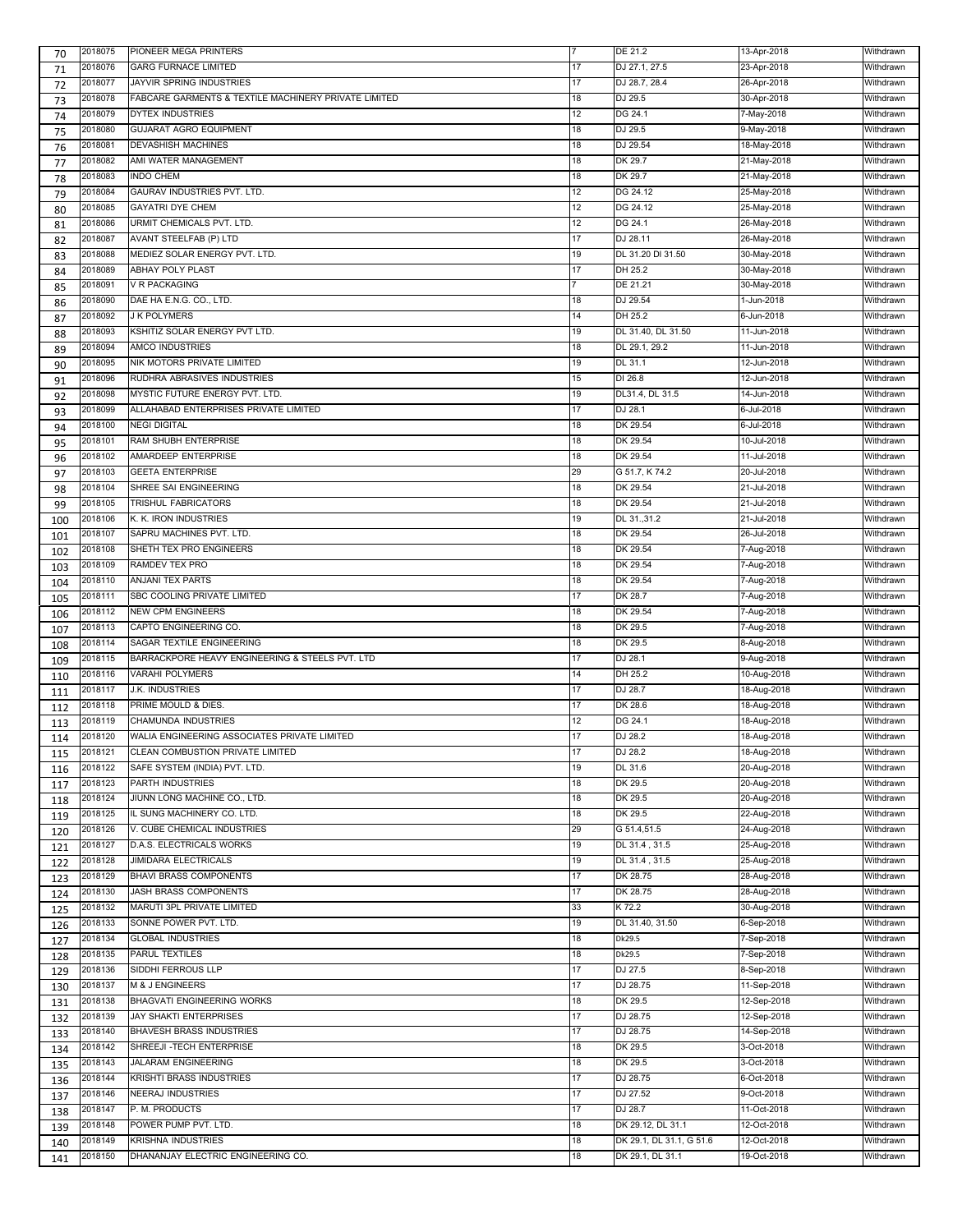| | | | | | | |
|---|---|---|---|---|---|---|
| 70 | 2018075 | PIONEER MEGA PRINTERS | 7 | DE 21.2 | 13-Apr-2018 | Withdrawn |
| 71 | 2018076 | GARG FURNACE LIMITED | 17 | DJ 27.1, 27.5 | 23-Apr-2018 | Withdrawn |
| 72 | 2018077 | JAYVIR SPRING INDUSTRIES | 17 | DJ 28.7, 28.4 | 26-Apr-2018 | Withdrawn |
| 73 | 2018078 | FABCARE GARMENTS & TEXTILE MACHINERY PRIVATE LIMITED | 18 | DJ 29.5 | 30-Apr-2018 | Withdrawn |
| 74 | 2018079 | DYTEX INDUSTRIES | 12 | DG 24.1 | 7-May-2018 | Withdrawn |
| 75 | 2018080 | GUJARAT AGRO EQUIPMENT | 18 | DJ 29.5 | 9-May-2018 | Withdrawn |
| 76 | 2018081 | DEVASHISH MACHINES | 18 | DJ 29.54 | 18-May-2018 | Withdrawn |
| 77 | 2018082 | AMI WATER MANAGEMENT | 18 | DK 29.7 | 21-May-2018 | Withdrawn |
| 78 | 2018083 | INDO CHEM | 18 | DK 29.7 | 21-May-2018 | Withdrawn |
| 79 | 2018084 | GAURAV INDUSTRIES PVT. LTD. | 12 | DG 24.12 | 25-May-2018 | Withdrawn |
| 80 | 2018085 | GAYATRI DYE CHEM | 12 | DG 24.12 | 25-May-2018 | Withdrawn |
| 81 | 2018086 | URMIT CHEMICALS PVT. LTD. | 12 | DG 24.1 | 26-May-2018 | Withdrawn |
| 82 | 2018087 | AVANT STEELFAB (P) LTD | 17 | DJ 28.11 | 26-May-2018 | Withdrawn |
| 83 | 2018088 | MEDIEZ SOLAR ENERGY PVT. LTD. | 19 | DL 31.20 Dl 31.50 | 30-May-2018 | Withdrawn |
| 84 | 2018089 | ABHAY POLY PLAST | 17 | DH 25.2 | 30-May-2018 | Withdrawn |
| 85 | 2018091 | V R PACKAGING | 7 | DE 21.21 | 30-May-2018 | Withdrawn |
| 86 | 2018090 | DAE HA E.N.G. CO., LTD. | 18 | DJ 29.54 | 1-Jun-2018 | Withdrawn |
| 87 | 2018092 | J K POLYMERS | 14 | DH 25.2 | 6-Jun-2018 | Withdrawn |
| 88 | 2018093 | KSHITIZ SOLAR ENERGY PVT LTD. | 19 | DL 31.40, DL 31.50 | 11-Jun-2018 | Withdrawn |
| 89 | 2018094 | AMCO INDUSTRIES | 18 | DL 29.1, 29.2 | 11-Jun-2018 | Withdrawn |
| 90 | 2018095 | NIK MOTORS PRIVATE LIMITED | 19 | DL 31.1 | 12-Jun-2018 | Withdrawn |
| 91 | 2018096 | RUDHRA ABRASIVES INDUSTRIES | 15 | DI 26.8 | 12-Jun-2018 | Withdrawn |
| 92 | 2018098 | MYSTIC FUTURE ENERGY PVT. LTD. | 19 | DL31.4, DL 31.5 | 14-Jun-2018 | Withdrawn |
| 93 | 2018099 | ALLAHABAD ENTERPRISES PRIVATE LIMITED | 17 | DJ 28.1 | 6-Jul-2018 | Withdrawn |
| 94 | 2018100 | NEGI DIGITAL | 18 | DK 29.54 | 6-Jul-2018 | Withdrawn |
| 95 | 2018101 | RAM SHUBH ENTERPRISE | 18 | DK 29.54 | 10-Jul-2018 | Withdrawn |
| 96 | 2018102 | AMARDEEP ENTERPRISE | 18 | DK 29.54 | 11-Jul-2018 | Withdrawn |
| 97 | 2018103 | GEETA ENTERPRISE | 29 | G 51.7, K 74.2 | 20-Jul-2018 | Withdrawn |
| 98 | 2018104 | SHREE SAI ENGINEERING | 18 | DK 29.54 | 21-Jul-2018 | Withdrawn |
| 99 | 2018105 | TRISHUL FABRICATORS | 18 | DK 29.54 | 21-Jul-2018 | Withdrawn |
| 100 | 2018106 | K. K. IRON INDUSTRIES | 19 | DL 31.,31.2 | 21-Jul-2018 | Withdrawn |
| 101 | 2018107 | SAPRU MACHINES PVT. LTD. | 18 | DK 29.54 | 26-Jul-2018 | Withdrawn |
| 102 | 2018108 | SHETH TEX PRO ENGINEERS | 18 | DK 29.54 | 7-Aug-2018 | Withdrawn |
| 103 | 2018109 | RAMDEV TEX PRO | 18 | DK 29.54 | 7-Aug-2018 | Withdrawn |
| 104 | 2018110 | ANJANI TEX PARTS | 18 | DK 29.54 | 7-Aug-2018 | Withdrawn |
| 105 | 2018111 | SBC COOLING PRIVATE LIMITED | 17 | DK 28.7 | 7-Aug-2018 | Withdrawn |
| 106 | 2018112 | NEW CPM ENGINEERS | 18 | DK 29.54 | 7-Aug-2018 | Withdrawn |
| 107 | 2018113 | CAPTO ENGINEERING CO. | 18 | DK 29.5 | 7-Aug-2018 | Withdrawn |
| 108 | 2018114 | SAGAR TEXTILE ENGINEERING | 18 | DK 29.5 | 8-Aug-2018 | Withdrawn |
| 109 | 2018115 | BARRACKPORE HEAVY ENGINEERING & STEELS PVT. LTD | 17 | DJ 28.1 | 9-Aug-2018 | Withdrawn |
| 110 | 2018116 | VARAHI POLYMERS | 14 | DH 25.2 | 10-Aug-2018 | Withdrawn |
| 111 | 2018117 | J.K. INDUSTRIES | 17 | DJ 28.7 | 18-Aug-2018 | Withdrawn |
| 112 | 2018118 | PRIME MOULD & DIES. | 17 | DK 28.6 | 18-Aug-2018 | Withdrawn |
| 113 | 2018119 | CHAMUNDA INDUSTRIES | 12 | DG 24.1 | 18-Aug-2018 | Withdrawn |
| 114 | 2018120 | WALIA ENGINEERING ASSOCIATES PRIVATE LIMITED | 17 | DJ 28.2 | 18-Aug-2018 | Withdrawn |
| 115 | 2018121 | CLEAN COMBUSTION PRIVATE LIMITED | 17 | DJ 28.2 | 18-Aug-2018 | Withdrawn |
| 116 | 2018122 | SAFE SYSTEM (INDIA) PVT. LTD. | 19 | DL 31.6 | 20-Aug-2018 | Withdrawn |
| 117 | 2018123 | PARTH INDUSTRIES | 18 | DK 29.5 | 20-Aug-2018 | Withdrawn |
| 118 | 2018124 | JIUNN LONG MACHINE CO., LTD. | 18 | DK 29.5 | 20-Aug-2018 | Withdrawn |
| 119 | 2018125 | IL SUNG MACHINERY CO. LTD. | 18 | DK 29.5 | 22-Aug-2018 | Withdrawn |
| 120 | 2018126 | V. CUBE CHEMICAL INDUSTRIES | 29 | G 51.4,51.5 | 24-Aug-2018 | Withdrawn |
| 121 | 2018127 | D.A.S. ELECTRICALS WORKS | 19 | DL 31.4 , 31.5 | 25-Aug-2018 | Withdrawn |
| 122 | 2018128 | JIMIDARA ELECTRICALS | 19 | DL 31.4 , 31.5 | 25-Aug-2018 | Withdrawn |
| 123 | 2018129 | BHAVI BRASS COMPONENTS | 17 | DK 28.75 | 28-Aug-2018 | Withdrawn |
| 124 | 2018130 | JASH BRASS COMPONENTS | 17 | DK 28.75 | 28-Aug-2018 | Withdrawn |
| 125 | 2018132 | MARUTI 3PL PRIVATE LIMITED | 33 | K 72.2 | 30-Aug-2018 | Withdrawn |
| 126 | 2018133 | SONNE POWER PVT. LTD. | 19 | DL 31.40, 31.50 | 6-Sep-2018 | Withdrawn |
| 127 | 2018134 | GLOBAL INDUSTRIES | 18 | Dk29.5 | 7-Sep-2018 | Withdrawn |
| 128 | 2018135 | PARUL TEXTILES | 18 | Dk29.5 | 7-Sep-2018 | Withdrawn |
| 129 | 2018136 | SIDDHI FERROUS LLP | 17 | DJ 27.5 | 8-Sep-2018 | Withdrawn |
| 130 | 2018137 | M & J ENGINEERS | 17 | DJ 28.75 | 11-Sep-2018 | Withdrawn |
| 131 | 2018138 | BHAGVATI ENGINEERING WORKS | 18 | DK 29.5 | 12-Sep-2018 | Withdrawn |
| 132 | 2018139 | JAY SHAKTI ENTERPRISES | 17 | DJ 28.75 | 12-Sep-2018 | Withdrawn |
| 133 | 2018140 | BHAVESH BRASS INDUSTRIES | 17 | DJ 28.75 | 14-Sep-2018 | Withdrawn |
| 134 | 2018142 | SHREEJI -TECH ENTERPRISE | 18 | DK 29.5 | 3-Oct-2018 | Withdrawn |
| 135 | 2018143 | JALARAM ENGINEERING | 18 | DK 29.5 | 3-Oct-2018 | Withdrawn |
| 136 | 2018144 | KRISHTI BRASS INDUSTRIES | 17 | DJ 28.75 | 6-Oct-2018 | Withdrawn |
| 137 | 2018146 | NEERAJ INDUSTRIES | 17 | DJ 27.52 | 9-Oct-2018 | Withdrawn |
| 138 | 2018147 | P. M. PRODUCTS | 17 | DJ 28.7 | 11-Oct-2018 | Withdrawn |
| 139 | 2018148 | POWER PUMP PVT. LTD. | 18 | DK 29.12, DL 31.1 | 12-Oct-2018 | Withdrawn |
| 140 | 2018149 | KRISHNA INDUSTRIES | 18 | DK 29.1, DL 31.1, G 51.6 | 12-Oct-2018 | Withdrawn |
| 141 | 2018150 | DHANANJAY ELECTRIC ENGINEERING CO. | 18 | DK 29.1, DL 31.1 | 19-Oct-2018 | Withdrawn |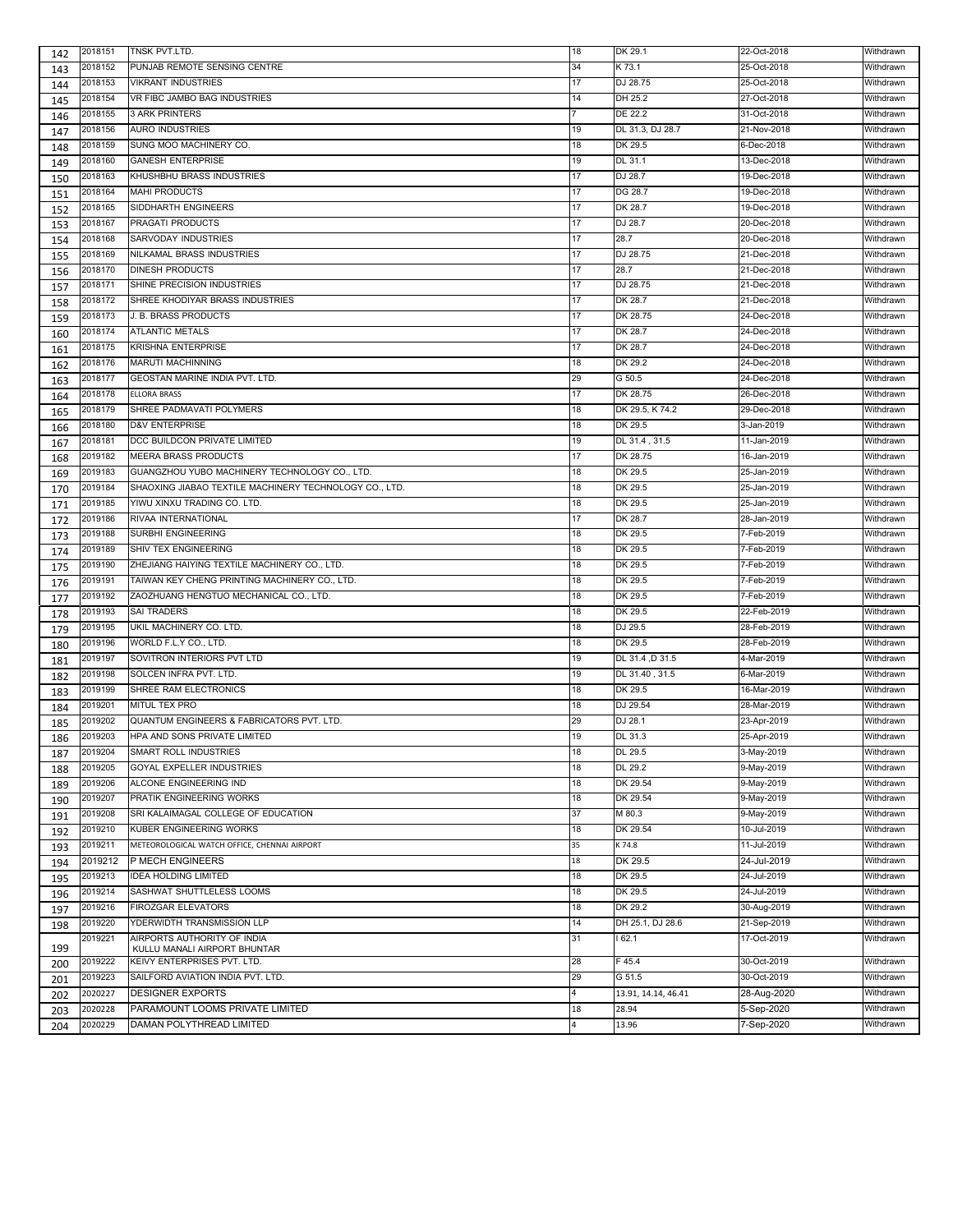| | | | | | | |
|---|---|---|---|---|---|---|
| 142 | 2018151 | TNSK PVT.LTD. | 18 | DK 29.1 | 22-Oct-2018 | Withdrawn |
| 143 | 2018152 | PUNJAB REMOTE SENSING CENTRE | 34 | K 73.1 | 25-Oct-2018 | Withdrawn |
| 144 | 2018153 | VIKRANT INDUSTRIES | 17 | DJ 28.75 | 25-Oct-2018 | Withdrawn |
| 145 | 2018154 | VR FIBC JAMBO BAG INDUSTRIES | 14 | DH 25.2 | 27-Oct-2018 | Withdrawn |
| 146 | 2018155 | 3 ARK PRINTERS | 7 | DE 22.2 | 31-Oct-2018 | Withdrawn |
| 147 | 2018156 | AURO INDUSTRIES | 19 | DL 31.3, DJ 28.7 | 21-Nov-2018 | Withdrawn |
| 148 | 2018159 | SUNG MOO MACHINERY CO. | 18 | DK 29.5 | 6-Dec-2018 | Withdrawn |
| 149 | 2018160 | GANESH ENTERPRISE | 19 | DL 31.1 | 13-Dec-2018 | Withdrawn |
| 150 | 2018163 | KHUSHBHU BRASS INDUSTRIES | 17 | DJ 28.7 | 19-Dec-2018 | Withdrawn |
| 151 | 2018164 | MAHI PRODUCTS | 17 | DG 28.7 | 19-Dec-2018 | Withdrawn |
| 152 | 2018165 | SIDDHARTH ENGINEERS | 17 | DK 28.7 | 19-Dec-2018 | Withdrawn |
| 153 | 2018167 | PRAGATI PRODUCTS | 17 | DJ 28.7 | 20-Dec-2018 | Withdrawn |
| 154 | 2018168 | SARVODAY INDUSTRIES | 17 | 28.7 | 20-Dec-2018 | Withdrawn |
| 155 | 2018169 | NILKAMAL BRASS INDUSTRIES | 17 | DJ 28.75 | 21-Dec-2018 | Withdrawn |
| 156 | 2018170 | DINESH PRODUCTS | 17 | 28.7 | 21-Dec-2018 | Withdrawn |
| 157 | 2018171 | SHINE PRECISION INDUSTRIES | 17 | DJ 28.75 | 21-Dec-2018 | Withdrawn |
| 158 | 2018172 | SHREE KHODIYAR BRASS INDUSTRIES | 17 | DK 28.7 | 21-Dec-2018 | Withdrawn |
| 159 | 2018173 | J. B. BRASS PRODUCTS | 17 | DK 28.75 | 24-Dec-2018 | Withdrawn |
| 160 | 2018174 | ATLANTIC METALS | 17 | DK 28.7 | 24-Dec-2018 | Withdrawn |
| 161 | 2018175 | KRISHNA ENTERPRISE | 17 | DK 28.7 | 24-Dec-2018 | Withdrawn |
| 162 | 2018176 | MARUTI MACHINNING | 18 | DK 29.2 | 24-Dec-2018 | Withdrawn |
| 163 | 2018177 | GEOSTAN MARINE INDIA PVT. LTD. | 29 | G 50.5 | 24-Dec-2018 | Withdrawn |
| 164 | 2018178 | ELLORA BRASS | 17 | DK 28.75 | 26-Dec-2018 | Withdrawn |
| 165 | 2018179 | SHREE PADMAVATI POLYMERS | 18 | DK 29.5, K 74.2 | 29-Dec-2018 | Withdrawn |
| 166 | 2018180 | D&V ENTERPRISE | 18 | DK 29.5 | 3-Jan-2019 | Withdrawn |
| 167 | 2018181 | DCC BUILDCON PRIVATE LIMITED | 19 | DL 31.4 , 31.5 | 11-Jan-2019 | Withdrawn |
| 168 | 2019182 | MEERA BRASS PRODUCTS | 17 | DK 28.75 | 16-Jan-2019 | Withdrawn |
| 169 | 2019183 | GUANGZHOU YUBO MACHINERY TECHNOLOGY CO., LTD. | 18 | DK 29.5 | 25-Jan-2019 | Withdrawn |
| 170 | 2019184 | SHAOXING JIABAO TEXTILE MACHINERY TECHNOLOGY CO., LTD. | 18 | DK 29.5 | 25-Jan-2019 | Withdrawn |
| 171 | 2019185 | YIWU XINXU TRADING CO. LTD. | 18 | DK 29.5 | 25-Jan-2019 | Withdrawn |
| 172 | 2019186 | RIVAA INTERNATIONAL | 17 | DK 28.7 | 28-Jan-2019 | Withdrawn |
| 173 | 2019188 | SURBHI ENGINEERING | 18 | DK 29.5 | 7-Feb-2019 | Withdrawn |
| 174 | 2019189 | SHIV TEX ENGINEERING | 18 | DK 29.5 | 7-Feb-2019 | Withdrawn |
| 175 | 2019190 | ZHEJIANG HAIYING TEXTILE MACHINERY CO., LTD. | 18 | DK 29.5 | 7-Feb-2019 | Withdrawn |
| 176 | 2019191 | TAIWAN KEY CHENG PRINTING MACHINERY CO., LTD. | 18 | DK 29.5 | 7-Feb-2019 | Withdrawn |
| 177 | 2019192 | ZAOZHUANG HENGTUO MECHANICAL CO., LTD. | 18 | DK 29.5 | 7-Feb-2019 | Withdrawn |
| 178 | 2019193 | SAI TRADERS | 18 | DK 29.5 | 22-Feb-2019 | Withdrawn |
| 179 | 2019195 | UKIL MACHINERY CO. LTD. | 18 | DJ 29.5 | 28-Feb-2019 | Withdrawn |
| 180 | 2019196 | WORLD F.L.Y CO., LTD. | 18 | DK 29.5 | 28-Feb-2019 | Withdrawn |
| 181 | 2019197 | SOVITRON INTERIORS PVT LTD | 19 | DL 31.4 ,D 31.5 | 4-Mar-2019 | Withdrawn |
| 182 | 2019198 | SOLCEN INFRA PVT. LTD. | 19 | DL 31.40 , 31.5 | 6-Mar-2019 | Withdrawn |
| 183 | 2019199 | SHREE RAM ELECTRONICS | 18 | DK 29.5 | 16-Mar-2019 | Withdrawn |
| 184 | 2019201 | MITUL TEX PRO | 18 | DJ 29.54 | 28-Mar-2019 | Withdrawn |
| 185 | 2019202 | QUANTUM ENGINEERS & FABRICATORS PVT. LTD. | 29 | DJ 28.1 | 23-Apr-2019 | Withdrawn |
| 186 | 2019203 | HPA AND SONS PRIVATE LIMITED | 19 | DL 31.3 | 25-Apr-2019 | Withdrawn |
| 187 | 2019204 | SMART ROLL INDUSTRIES | 18 | DL 29.5 | 3-May-2019 | Withdrawn |
| 188 | 2019205 | GOYAL EXPELLER INDUSTRIES | 18 | DL 29.2 | 9-May-2019 | Withdrawn |
| 189 | 2019206 | ALCONE ENGINEERING IND | 18 | DK 29.54 | 9-May-2019 | Withdrawn |
| 190 | 2019207 | PRATIK ENGINEERING WORKS | 18 | DK 29.54 | 9-May-2019 | Withdrawn |
| 191 | 2019208 | SRI KALAIMAGAL COLLEGE OF EDUCATION | 37 | M 80.3 | 9-May-2019 | Withdrawn |
| 192 | 2019210 | KUBER ENGINEERING WORKS | 18 | DK 29.54 | 10-Jul-2019 | Withdrawn |
| 193 | 2019211 | METEOROLOGICAL WATCH OFFICE, CHENNAI AIRPORT | 35 | K 74.8 | 11-Jul-2019 | Withdrawn |
| 194 | 2019212 | P MECH ENGINEERS | 18 | DK 29.5 | 24-Jul-2019 | Withdrawn |
| 195 | 2019213 | IDEA HOLDING LIMITED | 18 | DK 29.5 | 24-Jul-2019 | Withdrawn |
| 196 | 2019214 | SASHWAT SHUTTLELESS LOOMS | 18 | DK 29.5 | 24-Jul-2019 | Withdrawn |
| 197 | 2019216 | FIROZGAR ELEVATORS | 18 | DK 29.2 | 30-Aug-2019 | Withdrawn |
| 198 | 2019220 | YDERWIDTH TRANSMISSION LLP | 14 | DH 25.1, DJ 28.6 | 21-Sep-2019 | Withdrawn |
| 199 | 2019221 | AIRPORTS AUTHORITY OF INDIA KULLU MANALI AIRPORT BHUNTAR | 31 | I 62.1 | 17-Oct-2019 | Withdrawn |
| 200 | 2019222 | KEIVY ENTERPRISES PVT. LTD. | 28 | F 45.4 | 30-Oct-2019 | Withdrawn |
| 201 | 2019223 | SAILFORD AVIATION INDIA PVT. LTD. | 29 | G 51.5 | 30-Oct-2019 | Withdrawn |
| 202 | 2020227 | DESIGNER EXPORTS | 4 | 13.91, 14.14, 46.41 | 28-Aug-2020 | Withdrawn |
| 203 | 2020228 | PARAMOUNT LOOMS PRIVATE LIMITED | 18 | 28.94 | 5-Sep-2020 | Withdrawn |
| 204 | 2020229 | DAMAN POLYTHREAD LIMITED | 4 | 13.96 | 7-Sep-2020 | Withdrawn |